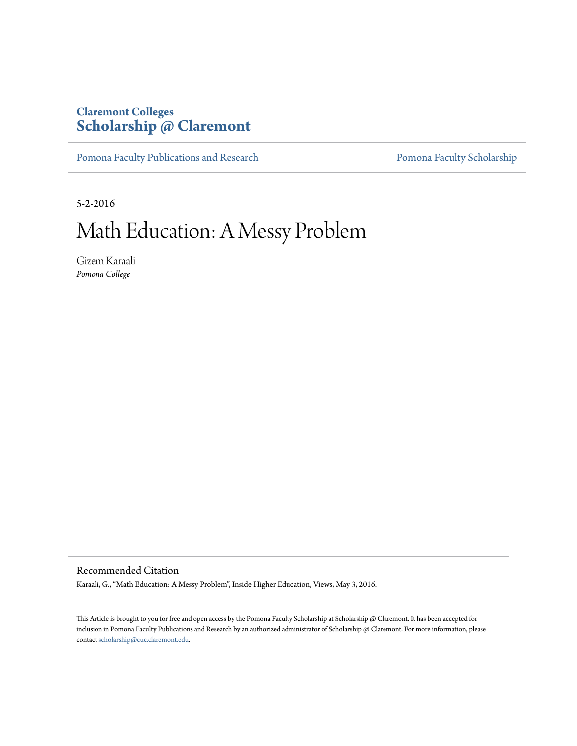**Claremont Colleges**
**Scholarship @ Claremont**

Pomona Faculty Publications and Research | Pomona Faculty Scholarship

5-2-2016

# Math Education: A Messy Problem

Gizem Karaali
*Pomona College*

## Recommended Citation

Karaali, G., "Math Education: A Messy Problem", Inside Higher Education, Views, May 3, 2016.

This Article is brought to you for free and open access by the Pomona Faculty Scholarship at Scholarship @ Claremont. It has been accepted for inclusion in Pomona Faculty Publications and Research by an authorized administrator of Scholarship @ Claremont. For more information, please contact scholarship@cuc.claremont.edu.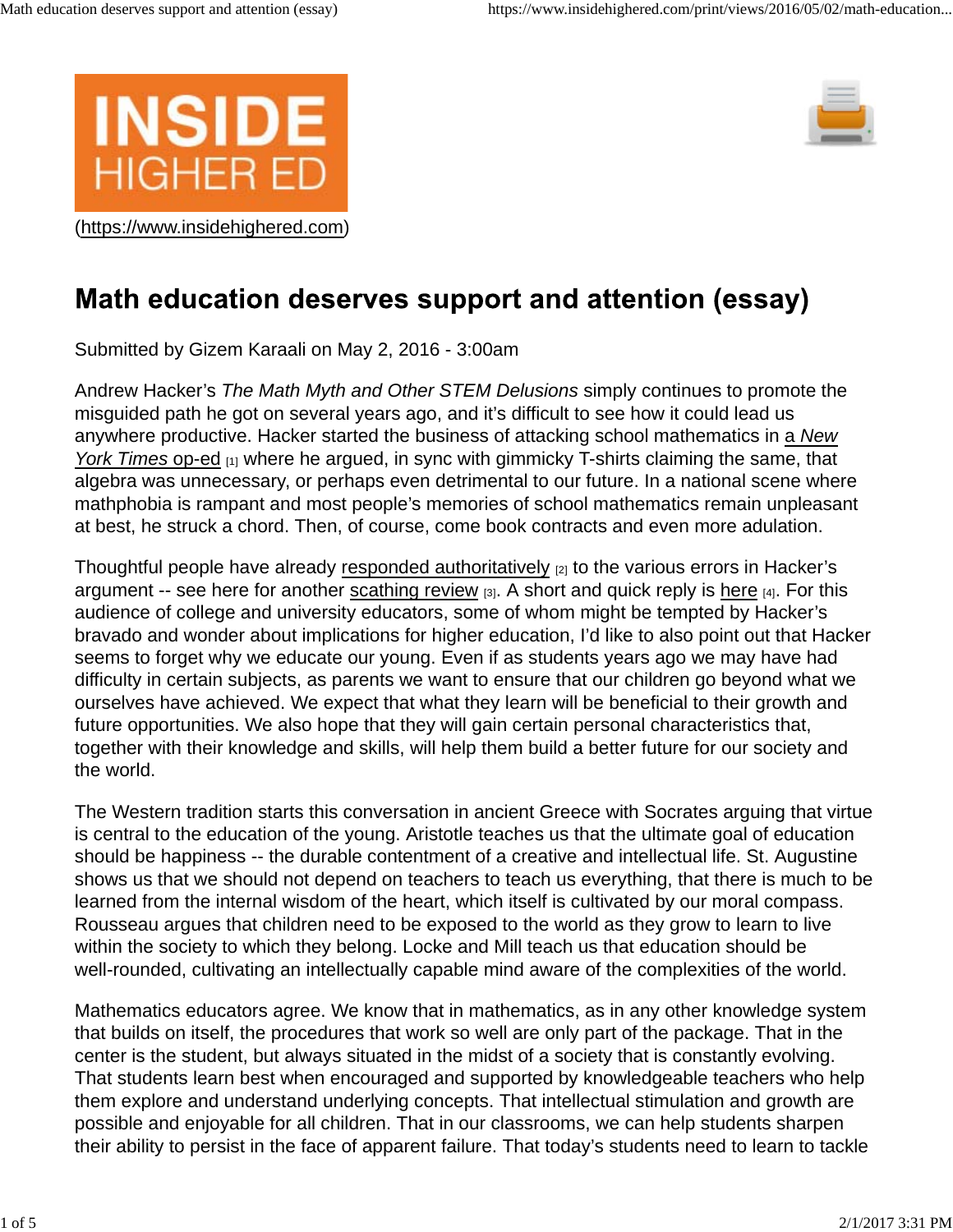(https://www.insidehighered.com)

# Math education deserves support and attention (essay)

Submitted by Gizem Karaali on May 2, 2016 - 3:00am

Andrew Hacker's *The Math Myth and Other STEM Delusions* simply continues to promote the misguided path he got on several years ago, and it's difficult to see how it could lead us anywhere productive. Hacker started the business of attacking school mathematics in a *New York Times* op-ed [1] where he argued, in sync with gimmicky T-shirts claiming the same, that algebra was unnecessary, or perhaps even detrimental to our future. In a national scene where mathphobia is rampant and most people's memories of school mathematics remain unpleasant at best, he struck a chord. Then, of course, come book contracts and even more adulation.

Thoughtful people have already responded authoritatively [2] to the various errors in Hacker's argument -- see here for another scathing review [3]. A short and quick reply is here [4]. For this audience of college and university educators, some of whom might be tempted by Hacker's bravado and wonder about implications for higher education, I'd like to also point out that Hacker seems to forget why we educate our young. Even if as students years ago we may have had difficulty in certain subjects, as parents we want to ensure that our children go beyond what we ourselves have achieved. We expect that what they learn will be beneficial to their growth and future opportunities. We also hope that they will gain certain personal characteristics that, together with their knowledge and skills, will help them build a better future for our society and the world.

The Western tradition starts this conversation in ancient Greece with Socrates arguing that virtue is central to the education of the young. Aristotle teaches us that the ultimate goal of education should be happiness -- the durable contentment of a creative and intellectual life. St. Augustine shows us that we should not depend on teachers to teach us everything, that there is much to be learned from the internal wisdom of the heart, which itself is cultivated by our moral compass. Rousseau argues that children need to be exposed to the world as they grow to learn to live within the society to which they belong. Locke and Mill teach us that education should be well-rounded, cultivating an intellectually capable mind aware of the complexities of the world.

Mathematics educators agree. We know that in mathematics, as in any other knowledge system that builds on itself, the procedures that work so well are only part of the package. That in the center is the student, but always situated in the midst of a society that is constantly evolving. That students learn best when encouraged and supported by knowledgeable teachers who help them explore and understand underlying concepts. That intellectual stimulation and growth are possible and enjoyable for all children. That in our classrooms, we can help students sharpen their ability to persist in the face of apparent failure. That today's students need to learn to tackle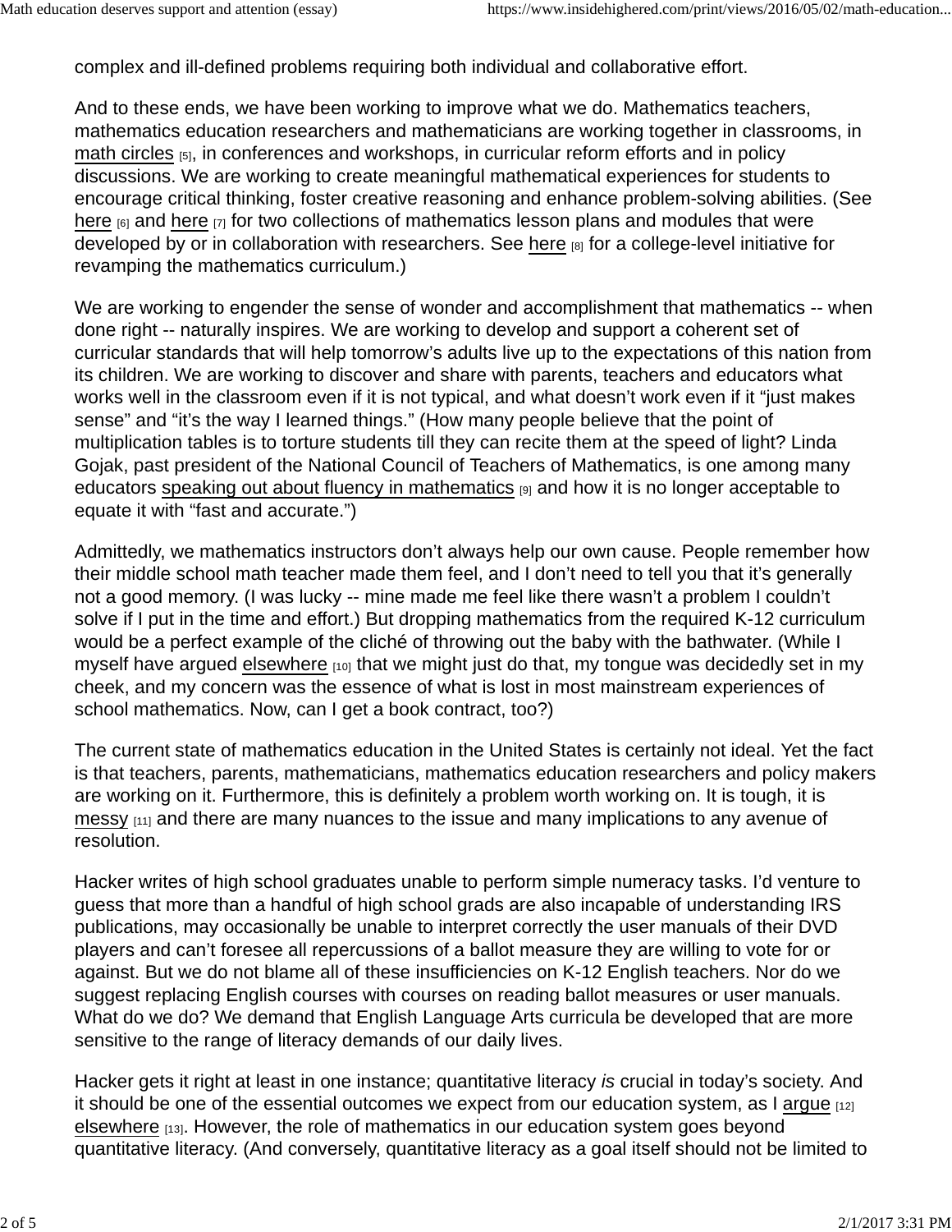complex and ill-defined problems requiring both individual and collaborative effort.

And to these ends, we have been working to improve what we do. Mathematics teachers, mathematics education researchers and mathematicians are working together in classrooms, in math circles [5], in conferences and workshops, in curricular reform efforts and in policy discussions. We are working to create meaningful mathematical experiences for students to encourage critical thinking, foster creative reasoning and enhance problem-solving abilities. (See here [6] and here [7] for two collections of mathematics lesson plans and modules that were developed by or in collaboration with researchers. See here [8] for a college-level initiative for revamping the mathematics curriculum.)

We are working to engender the sense of wonder and accomplishment that mathematics -- when done right -- naturally inspires. We are working to develop and support a coherent set of curricular standards that will help tomorrow's adults live up to the expectations of this nation from its children. We are working to discover and share with parents, teachers and educators what works well in the classroom even if it is not typical, and what doesn't work even if it "just makes sense" and "it's the way I learned things." (How many people believe that the point of multiplication tables is to torture students till they can recite them at the speed of light? Linda Gojak, past president of the National Council of Teachers of Mathematics, is one among many educators speaking out about fluency in mathematics [9] and how it is no longer acceptable to equate it with "fast and accurate.")

Admittedly, we mathematics instructors don't always help our own cause. People remember how their middle school math teacher made them feel, and I don't need to tell you that it's generally not a good memory. (I was lucky -- mine made me feel like there wasn't a problem I couldn't solve if I put in the time and effort.) But dropping mathematics from the required K-12 curriculum would be a perfect example of the cliché of throwing out the baby with the bathwater. (While I myself have argued elsewhere [10] that we might just do that, my tongue was decidedly set in my cheek, and my concern was the essence of what is lost in most mainstream experiences of school mathematics. Now, can I get a book contract, too?)

The current state of mathematics education in the United States is certainly not ideal. Yet the fact is that teachers, parents, mathematicians, mathematics education researchers and policy makers are working on it. Furthermore, this is definitely a problem worth working on. It is tough, it is messy [11] and there are many nuances to the issue and many implications to any avenue of resolution.

Hacker writes of high school graduates unable to perform simple numeracy tasks. I'd venture to guess that more than a handful of high school grads are also incapable of understanding IRS publications, may occasionally be unable to interpret correctly the user manuals of their DVD players and can't foresee all repercussions of a ballot measure they are willing to vote for or against. But we do not blame all of these insufficiencies on K-12 English teachers. Nor do we suggest replacing English courses with courses on reading ballot measures or user manuals. What do we do? We demand that English Language Arts curricula be developed that are more sensitive to the range of literacy demands of our daily lives.

Hacker gets it right at least in one instance; quantitative literacy *is* crucial in today's society. And it should be one of the essential outcomes we expect from our education system, as I argue [12] elsewhere [13]. However, the role of mathematics in our education system goes beyond quantitative literacy. (And conversely, quantitative literacy as a goal itself should not be limited to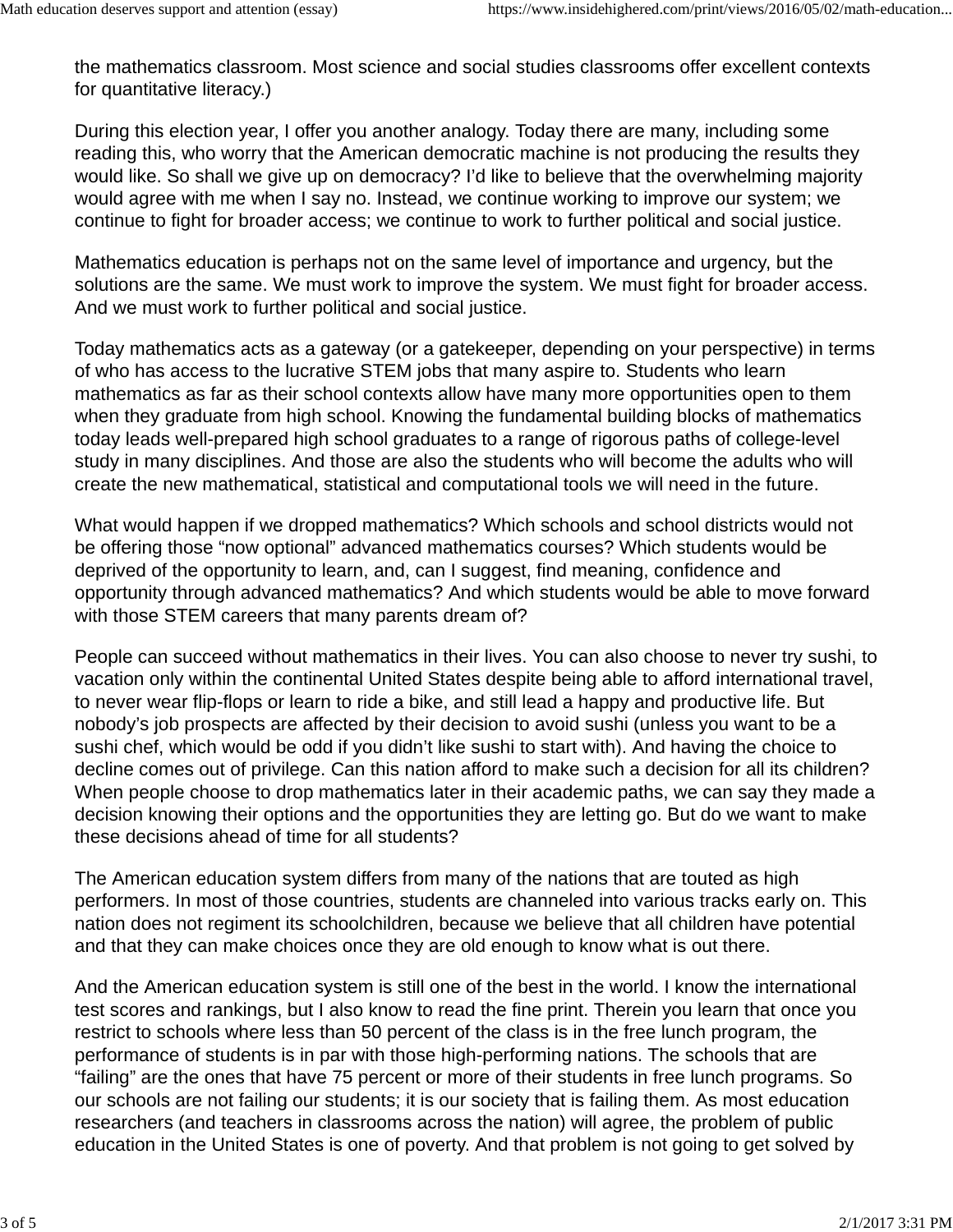the mathematics classroom. Most science and social studies classrooms offer excellent contexts for quantitative literacy.)

During this election year, I offer you another analogy. Today there are many, including some reading this, who worry that the American democratic machine is not producing the results they would like. So shall we give up on democracy? I'd like to believe that the overwhelming majority would agree with me when I say no. Instead, we continue working to improve our system; we continue to fight for broader access; we continue to work to further political and social justice.

Mathematics education is perhaps not on the same level of importance and urgency, but the solutions are the same. We must work to improve the system. We must fight for broader access. And we must work to further political and social justice.

Today mathematics acts as a gateway (or a gatekeeper, depending on your perspective) in terms of who has access to the lucrative STEM jobs that many aspire to. Students who learn mathematics as far as their school contexts allow have many more opportunities open to them when they graduate from high school. Knowing the fundamental building blocks of mathematics today leads well-prepared high school graduates to a range of rigorous paths of college-level study in many disciplines. And those are also the students who will become the adults who will create the new mathematical, statistical and computational tools we will need in the future.

What would happen if we dropped mathematics? Which schools and school districts would not be offering those "now optional" advanced mathematics courses? Which students would be deprived of the opportunity to learn, and, can I suggest, find meaning, confidence and opportunity through advanced mathematics? And which students would be able to move forward with those STEM careers that many parents dream of?

People can succeed without mathematics in their lives. You can also choose to never try sushi, to vacation only within the continental United States despite being able to afford international travel, to never wear flip-flops or learn to ride a bike, and still lead a happy and productive life. But nobody's job prospects are affected by their decision to avoid sushi (unless you want to be a sushi chef, which would be odd if you didn't like sushi to start with). And having the choice to decline comes out of privilege. Can this nation afford to make such a decision for all its children? When people choose to drop mathematics later in their academic paths, we can say they made a decision knowing their options and the opportunities they are letting go. But do we want to make these decisions ahead of time for all students?

The American education system differs from many of the nations that are touted as high performers. In most of those countries, students are channeled into various tracks early on. This nation does not regiment its schoolchildren, because we believe that all children have potential and that they can make choices once they are old enough to know what is out there.

And the American education system is still one of the best in the world. I know the international test scores and rankings, but I also know to read the fine print. Therein you learn that once you restrict to schools where less than 50 percent of the class is in the free lunch program, the performance of students is in par with those high-performing nations. The schools that are "failing" are the ones that have 75 percent or more of their students in free lunch programs. So our schools are not failing our students; it is our society that is failing them. As most education researchers (and teachers in classrooms across the nation) will agree, the problem of public education in the United States is one of poverty. And that problem is not going to get solved by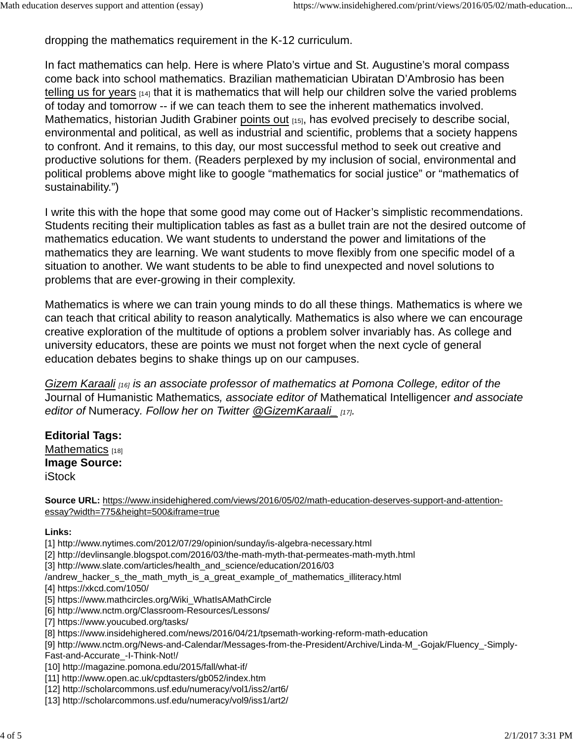dropping the mathematics requirement in the K-12 curriculum.

In fact mathematics can help. Here is where Plato's virtue and St. Augustine's moral compass come back into school mathematics. Brazilian mathematician Ubiratan D'Ambrosio has been telling us for years [14] that it is mathematics that will help our children solve the varied problems of today and tomorrow -- if we can teach them to see the inherent mathematics involved. Mathematics, historian Judith Grabiner points out [15], has evolved precisely to describe social, environmental and political, as well as industrial and scientific, problems that a society happens to confront. And it remains, to this day, our most successful method to seek out creative and productive solutions for them. (Readers perplexed by my inclusion of social, environmental and political problems above might like to google "mathematics for social justice" or "mathematics of sustainability.")

I write this with the hope that some good may come out of Hacker's simplistic recommendations. Students reciting their multiplication tables as fast as a bullet train are not the desired outcome of mathematics education. We want students to understand the power and limitations of the mathematics they are learning. We want students to move flexibly from one specific model of a situation to another. We want students to be able to find unexpected and novel solutions to problems that are ever-growing in their complexity.

Mathematics is where we can train young minds to do all these things. Mathematics is where we can teach that critical ability to reason analytically. Mathematics is also where we can encourage creative exploration of the multitude of options a problem solver invariably has. As college and university educators, these are points we must not forget when the next cycle of general education debates begins to shake things up on our campuses.

*Gizem Karaali [16] is an associate professor of mathematics at Pomona College, editor of the* Journal of Humanistic Mathematics*, associate editor of* Mathematical Intelligencer *and associate editor of* Numeracy*. Follow her on Twitter @GizemKaraali_ [17].*

**Editorial Tags:**
Mathematics [18]
**Image Source:**
iStock

**Source URL:** https://www.insidehighered.com/views/2016/05/02/math-education-deserves-support-and-attention-essay?width=775&height=500&iframe=true

**Links:**
[1] http://www.nytimes.com/2012/07/29/opinion/sunday/is-algebra-necessary.html
[2] http://devlinsangle.blogspot.com/2016/03/the-math-myth-that-permeates-math-myth.html
[3] http://www.slate.com/articles/health_and_science/education/2016/03/andrew_hacker_s_the_math_myth_is_a_great_example_of_mathematics_illiteracy.html
[4] https://xkcd.com/1050/
[5] https://www.mathcircles.org/Wiki_WhatIsAMathCircle
[6] http://www.nctm.org/Classroom-Resources/Lessons/
[7] https://www.youcubed.org/tasks/
[8] https://www.insidehighered.com/news/2016/04/21/tpsemath-working-reform-math-education
[9] http://www.nctm.org/News-and-Calendar/Messages-from-the-President/Archive/Linda-M_-Gojak/Fluency_-Simply-Fast-and-Accurate_-I-Think-Not!/
[10] http://magazine.pomona.edu/2015/fall/what-if/
[11] http://www.open.ac.uk/cpdtasters/gb052/index.htm
[12] http://scholarcommons.usf.edu/numeracy/vol1/iss2/art6/
[13] http://scholarcommons.usf.edu/numeracy/vol9/iss1/art2/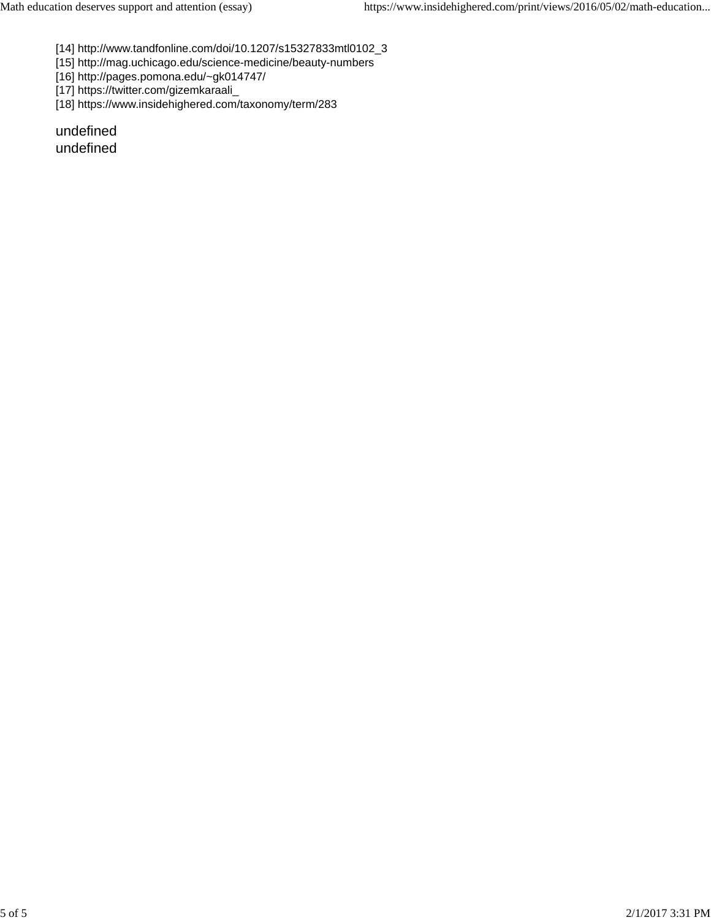[14] http://www.tandfonline.com/doi/10.1207/s15327833mtl0102_3
[15] http://mag.uchicago.edu/science-medicine/beauty-numbers
[16] http://pages.pomona.edu/~gk014747/
[17] https://twitter.com/gizemkaraali_
[18] https://www.insidehighered.com/taxonomy/term/283

undefined
undefined